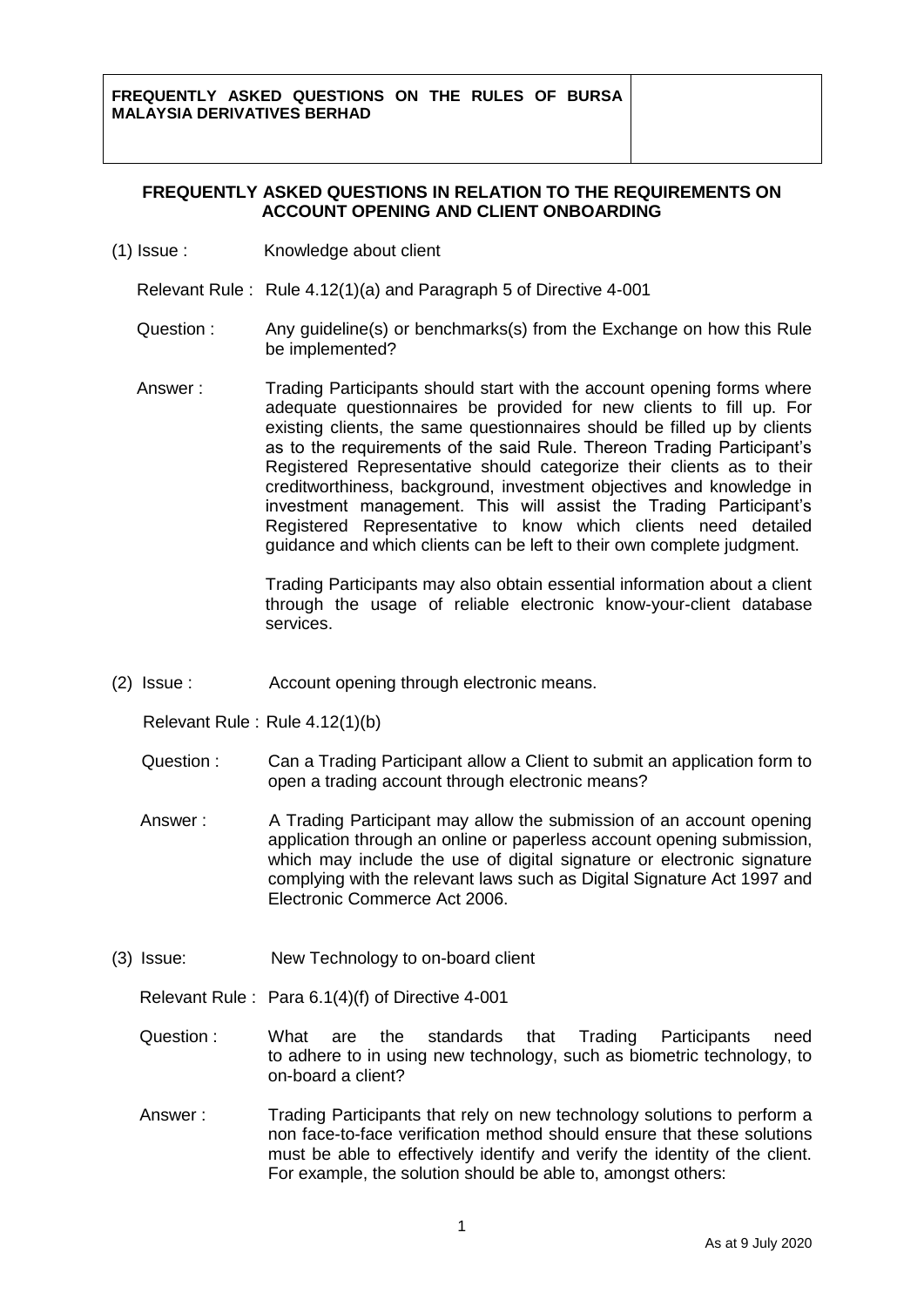**FREQUENTLY ASKED QUESTIONS ON THE RULES OF BURSA MALAYSIA DERIVATIVES BERHAD**

## FREQUENTLY ASKED QUESTIONS IN RELATION TO THE REQUIREMENTS ON ACCOUNT OPENING AND CLIENT ONBOARDING

(1) Issue : Knowledge about client

Relevant Rule : Rule 4.12(1)(a) and Paragraph 5 of Directive 4-001

Question : Any guideline(s) or benchmarks(s) from the Exchange on how this Rule be implemented?

Answer : Trading Participants should start with the account opening forms where adequate questionnaires be provided for new clients to fill up. For existing clients, the same questionnaires should be filled up by clients as to the requirements of the said Rule. Thereon Trading Participant's Registered Representative should categorize their clients as to their creditworthiness, background, investment objectives and knowledge in investment management. This will assist the Trading Participant's Registered Representative to know which clients need detailed guidance and which clients can be left to their own complete judgment.

Trading Participants may also obtain essential information about a client through the usage of reliable electronic know-your-client database services.

(2) Issue : Account opening through electronic means.

Relevant Rule : Rule 4.12(1)(b)

Question : Can a Trading Participant allow a Client to submit an application form to open a trading account through electronic means?

Answer : A Trading Participant may allow the submission of an account opening application through an online or paperless account opening submission, which may include the use of digital signature or electronic signature complying with the relevant laws such as Digital Signature Act 1997 and Electronic Commerce Act 2006.

(3) Issue: New Technology to on-board client

Relevant Rule : Para 6.1(4)(f) of Directive 4-001

Question : What are the standards that Trading Participants need to adhere to in using new technology, such as biometric technology, to on-board a client?

Answer : Trading Participants that rely on new technology solutions to perform a non face-to-face verification method should ensure that these solutions must be able to effectively identify and verify the identity of the client. For example, the solution should be able to, amongst others: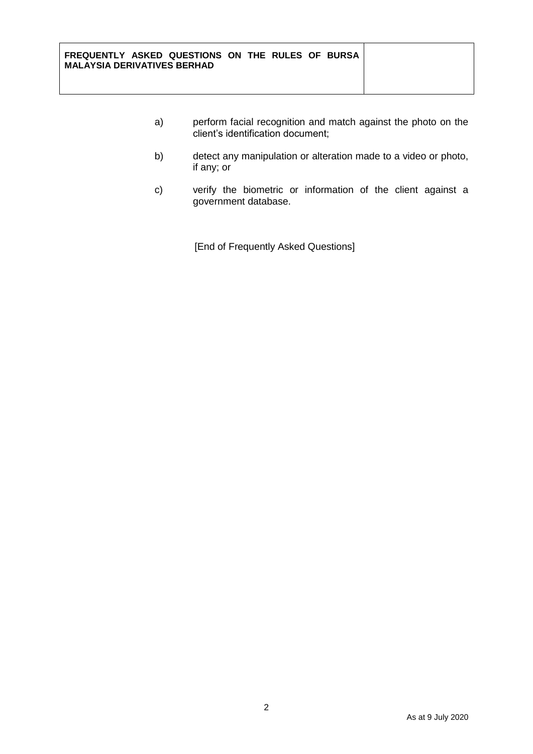a) perform facial recognition and match against the photo on the client's identification document;

b) detect any manipulation or alteration made to a video or photo, if any; or

c) verify the biometric or information of the client against a government database.

[End of Frequently Asked Questions]